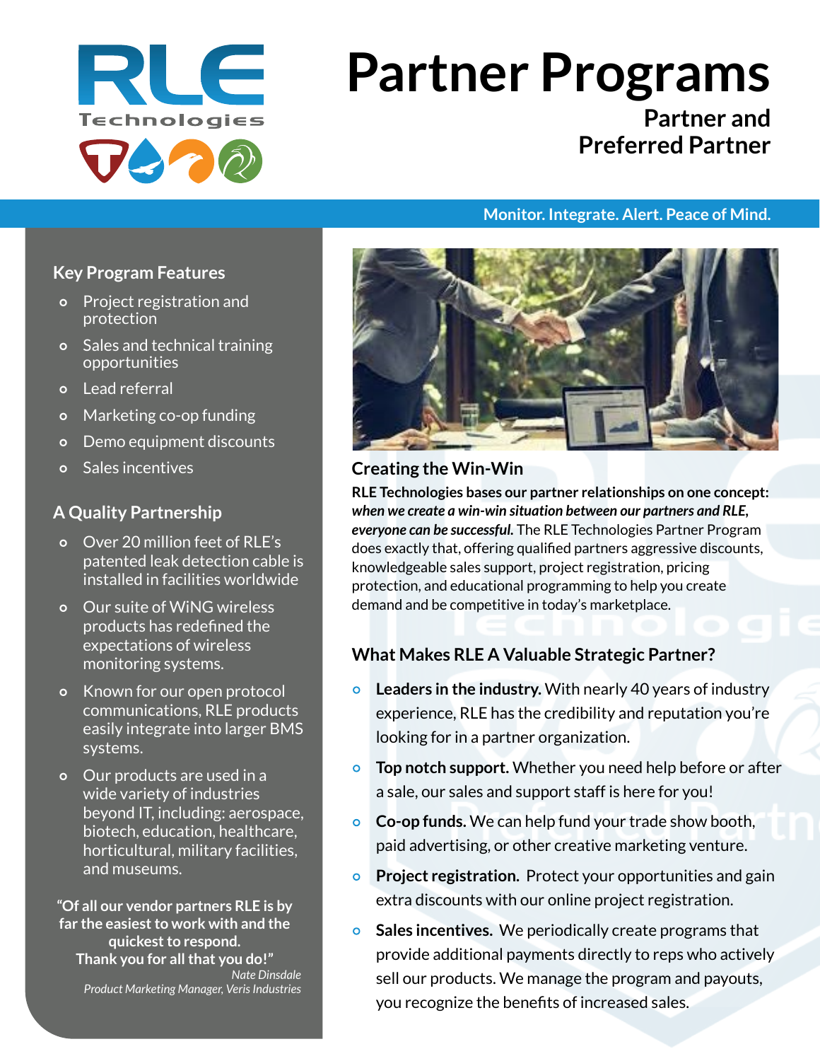RLE Technologies

# Partner Programs

## Partner and Preferred Partner

**Monitor. Integrate. Alert. Peace of Mind.**

### Key Program Features

- Project registration and protection
- Sales and technical training opportunities
- Lead referral
- Marketing co-op funding
- Demo equipment discounts
- Sales incentives

### A Quality Partnership

- Over 20 million feet of RLE's patented leak detection cable is installed in facilities worldwide
- Our suite of WiNG wireless products has redefined the expectations of wireless monitoring systems.
- Known for our open protocol communications, RLE products easily integrate into larger BMS systems.
- Our products are used in a wide variety of industries beyond IT, including: aerospace, biotech, education, healthcare, horticultural, military facilities, and museums.

**"Of all our vendor partners RLE is by far the easiest to work with and the quickest to respond. Thank you for all that you do!"**

*Nate Dinsdale*
*Product Marketing Manager, Veris Industries*

### Creating the Win-Win

**RLE Technologies bases our partner relationships on one concept:** ***when we create a win-win situation between our partners and RLE, everyone can be successful.*** The RLE Technologies Partner Program does exactly that, offering qualified partners aggressive discounts, knowledgeable sales support, project registration, pricing protection, and educational programming to help you create demand and be competitive in today's marketplace.

### What Makes RLE A Valuable Strategic Partner?

- **Leaders in the industry.** With nearly 40 years of industry experience, RLE has the credibility and reputation you're looking for in a partner organization.
- **Top notch support.** Whether you need help before or after a sale, our sales and support staff is here for you!
- **Co-op funds.** We can help fund your trade show booth, paid advertising, or other creative marketing venture.
- **Project registration.** Protect your opportunities and gain extra discounts with our online project registration.
- **Sales incentives.** We periodically create programs that provide additional payments directly to reps who actively sell our products. We manage the program and payouts, you recognize the benefits of increased sales.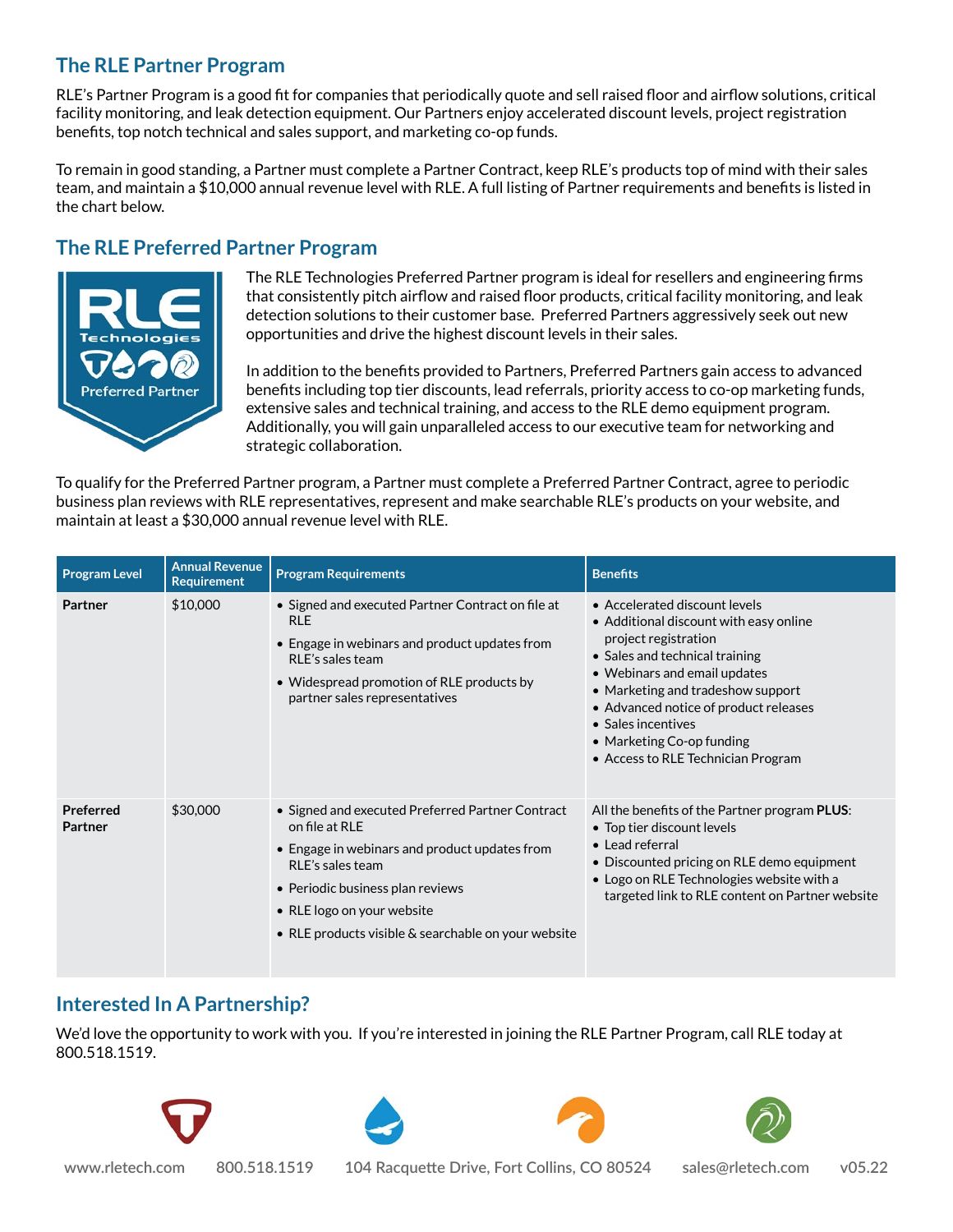## The RLE Partner Program

RLE's Partner Program is a good fit for companies that periodically quote and sell raised floor and airflow solutions, critical facility monitoring, and leak detection equipment. Our Partners enjoy accelerated discount levels, project registration benefits, top notch technical and sales support, and marketing co-op funds.

To remain in good standing, a Partner must complete a Partner Contract, keep RLE's products top of mind with their sales team, and maintain a $10,000 annual revenue level with RLE. A full listing of Partner requirements and benefits is listed in the chart below.

## The RLE Preferred Partner Program

The RLE Technologies Preferred Partner program is ideal for resellers and engineering firms that consistently pitch airflow and raised floor products, critical facility monitoring, and leak detection solutions to their customer base. Preferred Partners aggressively seek out new opportunities and drive the highest discount levels in their sales.

In addition to the benefits provided to Partners, Preferred Partners gain access to advanced benefits including top tier discounts, lead referrals, priority access to co-op marketing funds, extensive sales and technical training, and access to the RLE demo equipment program. Additionally, you will gain unparalleled access to our executive team for networking and strategic collaboration.

To qualify for the Preferred Partner program, a Partner must complete a Preferred Partner Contract, agree to periodic business plan reviews with RLE representatives, represent and make searchable RLE's products on your website, and maintain at least a $30,000 annual revenue level with RLE.

| Program Level | Annual Revenue Requirement | Program Requirements | Benefits |
|---|---|---|---|
| **Partner** | $10,000 | • Signed and executed Partner Contract on file at RLE<br>• Engage in webinars and product updates from RLE's sales team<br>• Widespread promotion of RLE products by partner sales representatives | • Accelerated discount levels<br>• Additional discount with easy online project registration<br>• Sales and technical training<br>• Webinars and email updates<br>• Marketing and tradeshow support<br>• Advanced notice of product releases<br>• Sales incentives<br>• Marketing Co-op funding<br>• Access to RLE Technician Program |
| **Preferred Partner** | $30,000 | • Signed and executed Preferred Partner Contract on file at RLE<br>• Engage in webinars and product updates from RLE's sales team<br>• Periodic business plan reviews<br>• RLE logo on your website<br>• RLE products visible & searchable on your website | All the benefits of the Partner program **PLUS**:<br>• Top tier discount levels<br>• Lead referral<br>• Discounted pricing on RLE demo equipment<br>• Logo on RLE Technologies website with a targeted link to RLE content on Partner website |

## Interested In A Partnership?

We'd love the opportunity to work with you. If you're interested in joining the RLE Partner Program, call RLE today at 800.518.1519.

www.rletech.com 800.518.1519 104 Racquette Drive, Fort Collins, CO 80524 sales@rletech.com v05.22